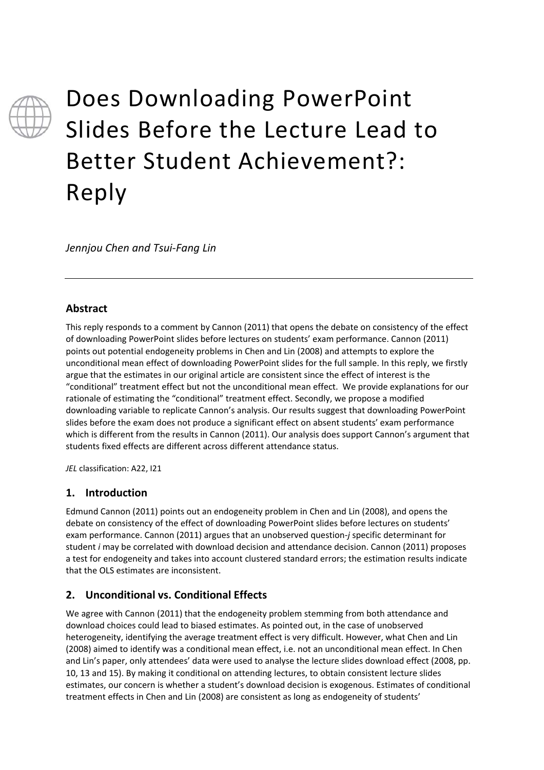# Does Downloading PowerPoint Slides Before the Lecture Lead to Better Student Achievement?: Reply

*Jennjou Chen and Tsui-Fang Lin*

---

## Abstract

This reply responds to a comment by Cannon (2011) that opens the debate on consistency of the effect of downloading PowerPoint slides before lectures on students' exam performance. Cannon (2011) points out potential endogeneity problems in Chen and Lin (2008) and attempts to explore the unconditional mean effect of downloading PowerPoint slides for the full sample. In this reply, we firstly argue that the estimates in our original article are consistent since the effect of interest is the "conditional" treatment effect but not the unconditional mean effect. We provide explanations for our rationale of estimating the "conditional" treatment effect. Secondly, we propose a modified downloading variable to replicate Cannon's analysis. Our results suggest that downloading PowerPoint slides before the exam does not produce a significant effect on absent students' exam performance which is different from the results in Cannon (2011). Our analysis does support Cannon's argument that students fixed effects are different across different attendance status.

*JEL* classification: A22, I21

## 1. Introduction

Edmund Cannon (2011) points out an endogeneity problem in Chen and Lin (2008), and opens the debate on consistency of the effect of downloading PowerPoint slides before lectures on students' exam performance. Cannon (2011) argues that an unobserved question-*j* specific determinant for student *i* may be correlated with download decision and attendance decision. Cannon (2011) proposes a test for endogeneity and takes into account clustered standard errors; the estimation results indicate that the OLS estimates are inconsistent.

## 2. Unconditional vs. Conditional Effects

We agree with Cannon (2011) that the endogeneity problem stemming from both attendance and download choices could lead to biased estimates. As pointed out, in the case of unobserved heterogeneity, identifying the average treatment effect is very difficult. However, what Chen and Lin (2008) aimed to identify was a conditional mean effect, i.e. not an unconditional mean effect. In Chen and Lin's paper, only attendees' data were used to analyse the lecture slides download effect (2008, pp. 10, 13 and 15). By making it conditional on attending lectures, to obtain consistent lecture slides estimates, our concern is whether a student's download decision is exogenous. Estimates of conditional treatment effects in Chen and Lin (2008) are consistent as long as endogeneity of students'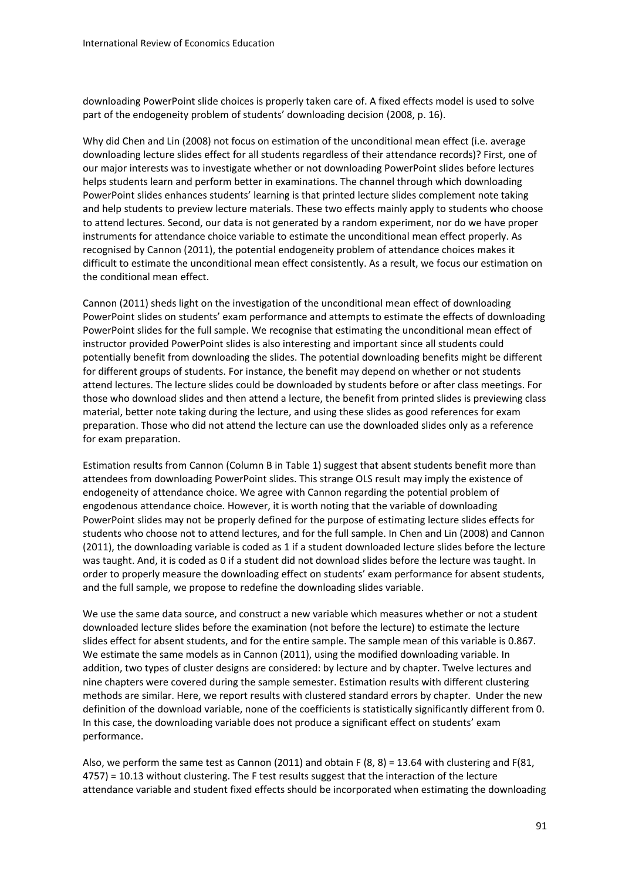downloading PowerPoint slide choices is properly taken care of. A fixed effects model is used to solve part of the endogeneity problem of students' downloading decision (2008, p. 16).

Why did Chen and Lin (2008) not focus on estimation of the unconditional mean effect (i.e. average downloading lecture slides effect for all students regardless of their attendance records)? First, one of our major interests was to investigate whether or not downloading PowerPoint slides before lectures helps students learn and perform better in examinations. The channel through which downloading PowerPoint slides enhances students' learning is that printed lecture slides complement note taking and help students to preview lecture materials. These two effects mainly apply to students who choose to attend lectures. Second, our data is not generated by a random experiment, nor do we have proper instruments for attendance choice variable to estimate the unconditional mean effect properly. As recognised by Cannon (2011), the potential endogeneity problem of attendance choices makes it difficult to estimate the unconditional mean effect consistently. As a result, we focus our estimation on the conditional mean effect.

Cannon (2011) sheds light on the investigation of the unconditional mean effect of downloading PowerPoint slides on students' exam performance and attempts to estimate the effects of downloading PowerPoint slides for the full sample. We recognise that estimating the unconditional mean effect of instructor provided PowerPoint slides is also interesting and important since all students could potentially benefit from downloading the slides. The potential downloading benefits might be different for different groups of students. For instance, the benefit may depend on whether or not students attend lectures. The lecture slides could be downloaded by students before or after class meetings. For those who download slides and then attend a lecture, the benefit from printed slides is previewing class material, better note taking during the lecture, and using these slides as good references for exam preparation. Those who did not attend the lecture can use the downloaded slides only as a reference for exam preparation.

Estimation results from Cannon (Column B in Table 1) suggest that absent students benefit more than attendees from downloading PowerPoint slides. This strange OLS result may imply the existence of endogeneity of attendance choice. We agree with Cannon regarding the potential problem of engodenous attendance choice. However, it is worth noting that the variable of downloading PowerPoint slides may not be properly defined for the purpose of estimating lecture slides effects for students who choose not to attend lectures, and for the full sample. In Chen and Lin (2008) and Cannon (2011), the downloading variable is coded as 1 if a student downloaded lecture slides before the lecture was taught. And, it is coded as 0 if a student did not download slides before the lecture was taught. In order to properly measure the downloading effect on students' exam performance for absent students, and the full sample, we propose to redefine the downloading slides variable.

We use the same data source, and construct a new variable which measures whether or not a student downloaded lecture slides before the examination (not before the lecture) to estimate the lecture slides effect for absent students, and for the entire sample. The sample mean of this variable is 0.867. We estimate the same models as in Cannon (2011), using the modified downloading variable. In addition, two types of cluster designs are considered: by lecture and by chapter. Twelve lectures and nine chapters were covered during the sample semester. Estimation results with different clustering methods are similar. Here, we report results with clustered standard errors by chapter. Under the new definition of the download variable, none of the coefficients is statistically significantly different from 0. In this case, the downloading variable does not produce a significant effect on students' exam performance.

Also, we perform the same test as Cannon (2011) and obtain $F(8, 8) = 13.64$ with clustering and $F(81, 4757) = 10.13$ without clustering. The F test results suggest that the interaction of the lecture attendance variable and student fixed effects should be incorporated when estimating the downloading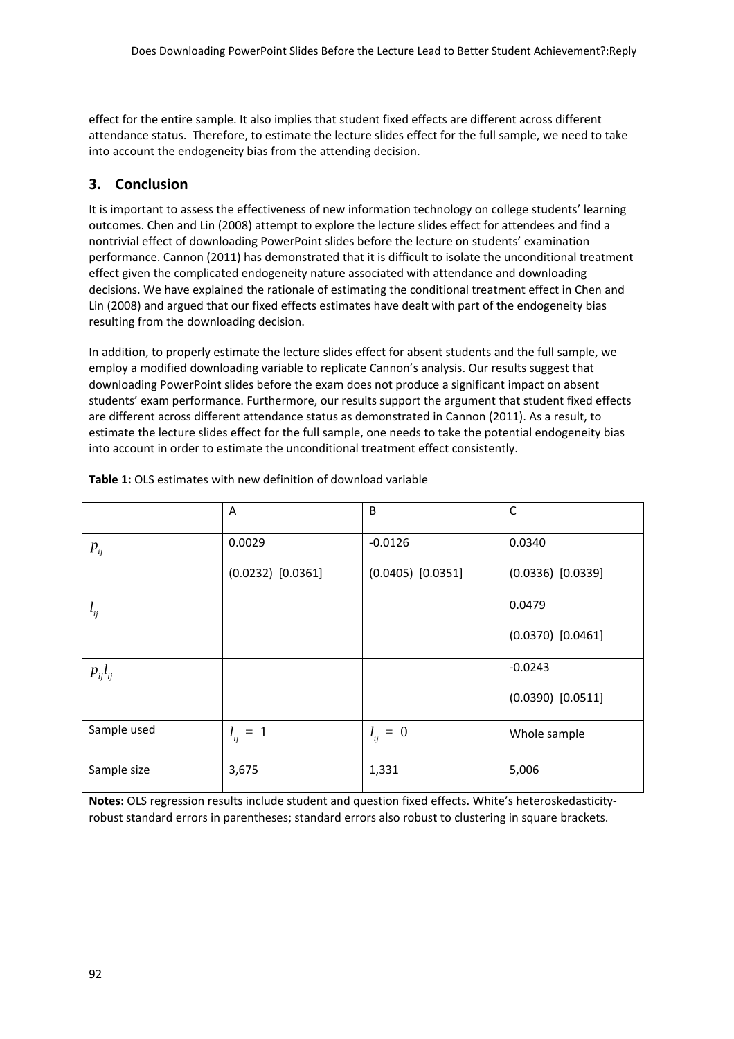effect for the entire sample. It also implies that student fixed effects are different across different attendance status. Therefore, to estimate the lecture slides effect for the full sample, we need to take into account the endogeneity bias from the attending decision.

## 3. Conclusion

It is important to assess the effectiveness of new information technology on college students' learning outcomes. Chen and Lin (2008) attempt to explore the lecture slides effect for attendees and find a nontrivial effect of downloading PowerPoint slides before the lecture on students' examination performance. Cannon (2011) has demonstrated that it is difficult to isolate the unconditional treatment effect given the complicated endogeneity nature associated with attendance and downloading decisions. We have explained the rationale of estimating the conditional treatment effect in Chen and Lin (2008) and argued that our fixed effects estimates have dealt with part of the endogeneity bias resulting from the downloading decision.

In addition, to properly estimate the lecture slides effect for absent students and the full sample, we employ a modified downloading variable to replicate Cannon's analysis. Our results suggest that downloading PowerPoint slides before the exam does not produce a significant impact on absent students' exam performance. Furthermore, our results support the argument that student fixed effects are different across different attendance status as demonstrated in Cannon (2011). As a result, to estimate the lecture slides effect for the full sample, one needs to take the potential endogeneity bias into account in order to estimate the unconditional treatment effect consistently.

**Table 1:** OLS estimates with new definition of download variable

| | A | B | C |
|---|---|---|---|
| $p_{ij}$ | 0.0029<br>(0.0232) [0.0361] | -0.0126<br>(0.0405) [0.0351] | 0.0340<br>(0.0336) [0.0339] |
| $l_{ij}$ | | | 0.0479<br>(0.0370) [0.0461] |
| $p_{ij}l_{ij}$ | | | -0.0243<br>(0.0390) [0.0511] |
| Sample used | $l_{ij} = 1$ | $l_{ij} = 0$ | Whole sample |
| Sample size | 3,675 | 1,331 | 5,006 |

**Notes:** OLS regression results include student and question fixed effects. White's heteroskedasticity-robust standard errors in parentheses; standard errors also robust to clustering in square brackets.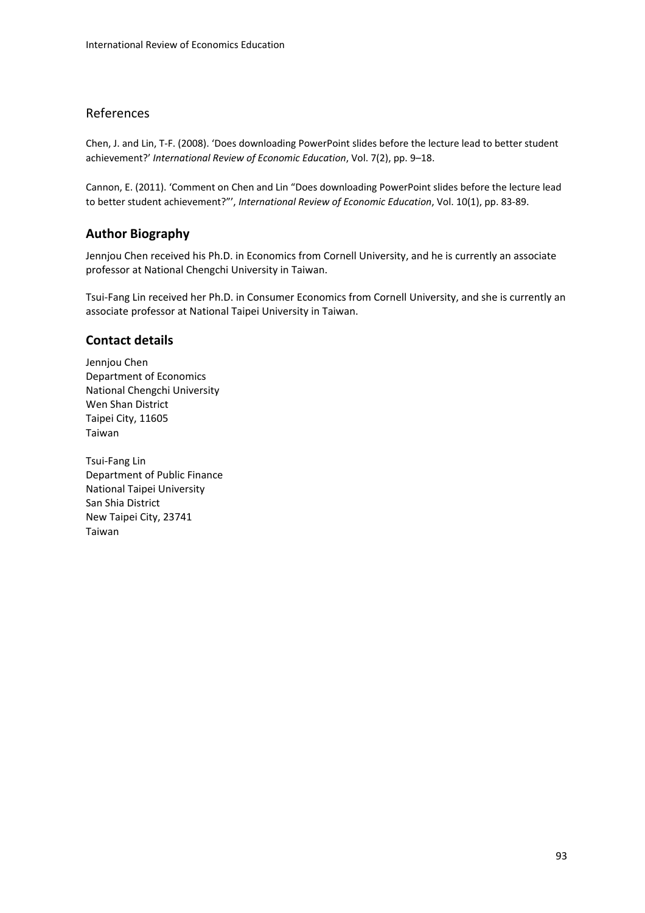## References

Chen, J. and Lin, T-F. (2008). 'Does downloading PowerPoint slides before the lecture lead to better student achievement?' *International Review of Economic Education*, Vol. 7(2), pp. 9–18.

Cannon, E. (2011). 'Comment on Chen and Lin "Does downloading PowerPoint slides before the lecture lead to better student achievement?"', *International Review of Economic Education*, Vol. 10(1), pp. 83-89.

## Author Biography

Jennjou Chen received his Ph.D. in Economics from Cornell University, and he is currently an associate professor at National Chengchi University in Taiwan.

Tsui-Fang Lin received her Ph.D. in Consumer Economics from Cornell University, and she is currently an associate professor at National Taipei University in Taiwan.

## Contact details

Jennjou Chen
Department of Economics
National Chengchi University
Wen Shan District
Taipei City, 11605
Taiwan

Tsui-Fang Lin
Department of Public Finance
National Taipei University
San Shia District
New Taipei City, 23741
Taiwan